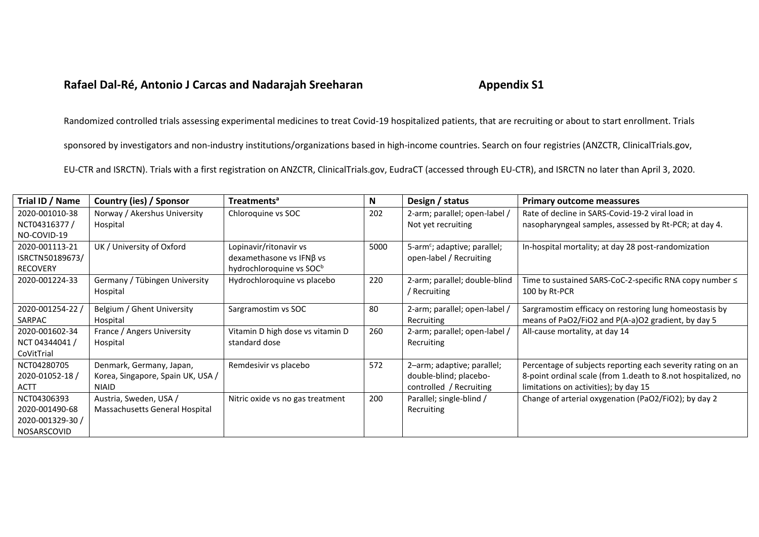**Rafael Dal-Ré, Antonio J Carcas and Nadarajah Sreeharan** **Appendix S1**

Randomized controlled trials assessing experimental medicines to treat Covid-19 hospitalized patients, that are recruiting or about to start enrollment. Trials sponsored by investigators and non-industry institutions/organizations based in high-income countries. Search on four registries (ANZCTR, ClinicalTrials.gov, EU-CTR and ISRCTN). Trials with a first registration on ANZCTR, ClinicalTrials.gov, EudraCT (accessed through EU-CTR), and ISRCTN no later than April 3, 2020.

| Trial ID / Name | Country (ies) / Sponsor | Treatments[a] | N | Design / status | Primary outcome meassures |
|---|---|---|---|---|---|
| 2020-001010-38 NCT04316377 / NO-COVID-19 | Norway / Akershus University Hospital | Chloroquine vs SOC | 202 | 2-arm; parallel; open-label / Not yet recruiting | Rate of decline in SARS-Covid-19-2 viral load in nasopharyngeal samples, assessed by Rt-PCR; at day 4. |
| 2020-001113-21 ISRCTN50189673/ RECOVERY | UK / University of Oxford | Lopinavir/ritonavir vs dexamethasone vs IFNβ vs hydrochloroquine vs SOC[b] | 5000 | 5-arm[c]; adaptive; parallel; open-label / Recruiting | In-hospital mortality; at day 28 post-randomization |
| 2020-001224-33 | Germany / Tübingen University Hospital | Hydrochloroquine vs placebo | 220 | 2-arm; parallel; double-blind / Recruiting | Time to sustained SARS-CoC-2-specific RNA copy number ≤ 100 by Rt-PCR |
| 2020-001254-22 / SARPAC | Belgium / Ghent University Hospital | Sargramostim vs SOC | 80 | 2-arm; parallel; open-label / Recruiting | Sargramostim efficacy on restoring lung homeostasis by means of $PaO_2/FiO_2$ and $P(A\text{-}a)O_2$ gradient, by day 5 |
| 2020-001602-34 NCT 04344041 / CoVitTrial | France / Angers University Hospital | Vitamin D high dose vs vitamin D standard dose | 260 | 2-arm; parallel; open-label / Recruiting | All-cause mortality, at day 14 |
| NCT04280705 2020-01052-18 / ACTT | Denmark, Germany, Japan, Korea, Singapore, Spain UK, USA / NIAID | Remdesivir vs placebo | 572 | 2–arm; adaptive; parallel; double-blind; placebo-controlled / Recruiting | Percentage of subjects reporting each severity rating on an 8-point ordinal scale (from 1.death to 8.not hospitalized, no limitations on activities); by day 15 |
| NCT04306393 2020-001490-68 2020-001329-30 / NOSARSCOVID | Austria, Sweden, USA / Massachusetts General Hospital | Nitric oxide vs no gas treatment | 200 | Parallel; single-blind / Recruiting | Change of arterial oxygenation ($PaO_2/FiO_2$); by day 2 |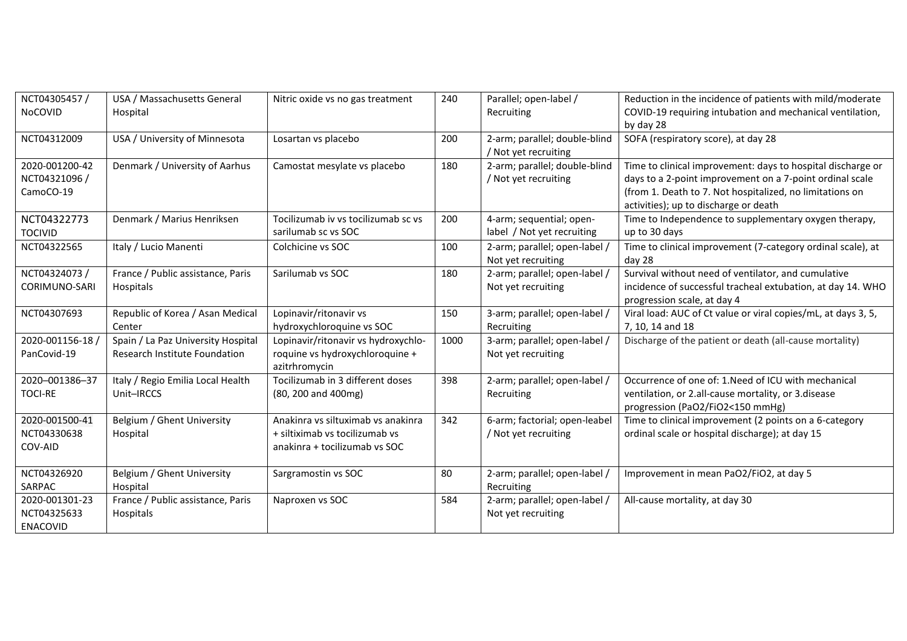| | | | | | |
|---|---|---|---|---|---|
| NCT04305457 / NoCOVID | USA / Massachusetts General Hospital | Nitric oxide vs no gas treatment | 240 | Parallel; open-label / Recruiting | Reduction in the incidence of patients with mild/moderate COVID-19 requiring intubation and mechanical ventilation, by day 28 |
| NCT04312009 | USA / University of Minnesota | Losartan vs placebo | 200 | 2-arm; parallel; double-blind / Not yet recruiting | SOFA (respiratory score), at day 28 |
| 2020-001200-42 NCT04321096 / CamoCO-19 | Denmark / University of Aarhus | Camostat mesylate vs placebo | 180 | 2-arm; parallel; double-blind / Not yet recruiting | Time to clinical improvement: days to hospital discharge or days to a 2-point improvement on a 7-point ordinal scale (from 1. Death to 7. Not hospitalized, no limitations on activities); up to discharge or death |
| NCT04322773 TOCIVID | Denmark / Marius Henriksen | Tocilizumab iv vs tocilizumab sc vs sarilumab sc vs SOC | 200 | 4-arm; sequential; open-label / Not yet recruiting | Time to Independence to supplementary oxygen therapy, up to 30 days |
| NCT04322565 | Italy / Lucio Manenti | Colchicine vs SOC | 100 | 2-arm; parallel; open-label / Not yet recruiting | Time to clinical improvement (7-category ordinal scale), at day 28 |
| NCT04324073 / CORIMUNO-SARI | France / Public assistance, Paris Hospitals | Sarilumab vs SOC | 180 | 2-arm; parallel; open-label / Not yet recruiting | Survival without need of ventilator, and cumulative incidence of successful tracheal extubation, at day 14. WHO progression scale, at day 4 |
| NCT04307693 | Republic of Korea / Asan Medical Center | Lopinavir/ritonavir vs hydroxychloroquine vs SOC | 150 | 3-arm; parallel; open-label / Recruiting | Viral load: AUC of Ct value or viral copies/mL, at days 3, 5, 7, 10, 14 and 18 |
| 2020-001156-18 / PanCovid-19 | Spain / La Paz University Hospital Research Institute Foundation | Lopinavir/ritonavir vs hydroxychloroquine vs hydroxychloroquine + azitrhromycin | 1000 | 3-arm; parallel; open-label / Not yet recruiting | Discharge of the patient or death (all-cause mortality) |
| 2020–001386–37 TOCI-RE | Italy / Regio Emilia Local Health Unit–IRCCS | Tocilizumab in 3 different doses (80, 200 and 400mg) | 398 | 2-arm; parallel; open-label / Recruiting | Occurrence of one of: 1.Need of ICU with mechanical ventilation, or 2.all-cause mortality, or 3.disease progression ($PaO_2/FiO_2<150$ mmHg) |
| 2020-001500-41 NCT04330638 COV-AID | Belgium / Ghent University Hospital | Anakinra vs siltuximab vs anakinra + siltiximab vs tocilizumab vs anakinra + tocilizumab vs SOC | 342 | 6-arm; factorial; open-leabel / Not yet recruiting | Time to clinical improvement (2 points on a 6-category ordinal scale or hospital discharge); at day 15 |
| NCT04326920 SARPAC | Belgium / Ghent University Hospital | Sargramostin vs SOC | 80 | 2-arm; parallel; open-label / Recruiting | Improvement in mean $PaO_2/FiO_2$, at day 5 |
| 2020-001301-23 NCT04325633 ENACOVID | France / Public assistance, Paris Hospitals | Naproxen vs SOC | 584 | 2-arm; parallel; open-label / Not yet recruiting | All-cause mortality, at day 30 |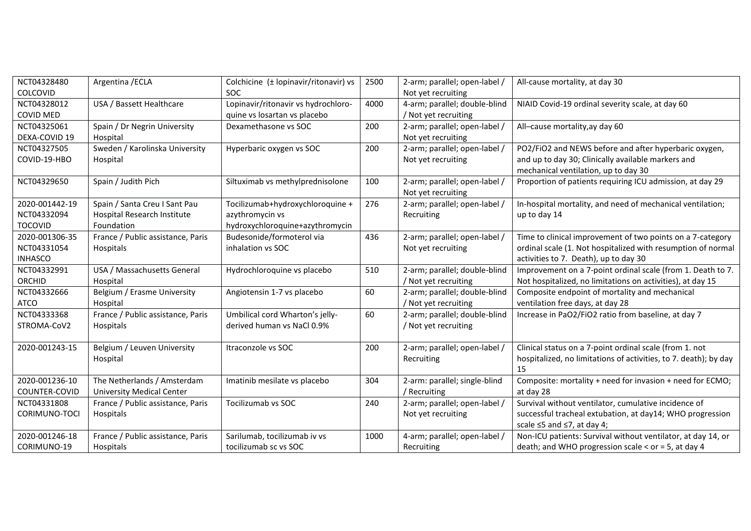| | | | | | |
|---|---|---|---|---|---|
| NCT04328480 COLCOVID | Argentina /ECLA | Colchicine (± lopinavir/ritonavir) vs SOC | 2500 | 2-arm; parallel; open-label / Not yet recruiting | All-cause mortality, at day 30 |
| NCT04328012 COVID MED | USA / Bassett Healthcare | Lopinavir/ritonavir vs hydrochloro-quine vs losartan vs placebo | 4000 | 4-arm; parallel; double-blind / Not yet recruiting | NIAID Covid-19 ordinal severity scale, at day 60 |
| NCT04325061 DEXA-COVID 19 | Spain / Dr Negrin University Hospital | Dexamethasone vs SOC | 200 | 2-arm; parallel; open-label / Not yet recruiting | All–cause mortality,ay day 60 |
| NCT04327505 COVID-19-HBO | Sweden / Karolinska University Hospital | Hyperbaric oxygen vs SOC | 200 | 2-arm; parallel; open-label / Not yet recruiting | PO2/FiO2 and NEWS before and after hyperbaric oxygen, and up to day 30; Clinically available markers and mechanical ventilation, up to day 30 |
| NCT04329650 | Spain / Judith Pich | Siltuximab vs methylprednisolone | 100 | 2-arm; parallel; open-label / Not yet recruiting | Proportion of patients requiring ICU admission, at day 29 |
| 2020-001442-19 NCT04332094 TOCOVID | Spain / Santa Creu I Sant Pau Hospital Research Institute Foundation | Tocilizumab+hydroxychloroquine + azythromycin vs hydroxychloroquine+azythromycin | 276 | 2-arm; parallel; open-label / Recruiting | In-hospital mortality, and need of mechanical ventilation; up to day 14 |
| 2020-001306-35 NCT04331054 INHASCO | France / Public assistance, Paris Hospitals | Budesonide/formoterol via inhalation vs SOC | 436 | 2-arm; parallel; open-label / Not yet recruiting | Time to clinical improvement of two points on a 7-category ordinal scale (1. Not hospitalized with resumption of normal activities to 7. Death), up to day 30 |
| NCT04332991 ORCHID | USA / Massachusetts General Hospital | Hydrochloroquine vs placebo | 510 | 2-arm; parallel; double-blind / Not yet recruiting | Improvement on a 7-point ordinal scale (from 1. Death to 7. Not hospitalized, no limitations on activities), at day 15 |
| NCT04332666 ATCO | Belgium / Erasme University Hospital | Angiotensin 1-7 vs placebo | 60 | 2-arm; parallel; double-blind / Not yet recruiting | Composite endpoint of mortality and mechanical ventilation free days, at day 28 |
| NCT04333368 STROMA-CoV2 | France / Public assistance, Paris Hospitals | Umbilical cord Wharton's jelly-derived human vs NaCl 0.9% | 60 | 2-arm; parallel; double-blind / Not yet recruiting | Increase in PaO2/FiO2 ratio from baseline, at day 7 |
| 2020-001243-15 | Belgium / Leuven University Hospital | Itraconzole vs SOC | 200 | 2-arm; parallel; open-label / Recruiting | Clinical status on a 7-point ordinal scale (from 1. not hospitalized, no limitations of activities, to 7. death); by day 15 |
| 2020-001236-10 COUNTER-COVID | The Netherlands / Amsterdam University Medical Center | Imatinib mesilate vs placebo | 304 | 2-arm: parallel; single-blind / Recruiting | Composite: mortality + need for invasion + need for ECMO; at day 28 |
| NCT04331808 CORIMUNO-TOCI | France / Public assistance, Paris Hospitals | Tocilizumab vs SOC | 240 | 2-arm; parallel; open-label / Not yet recruiting | Survival without ventilator, cumulative incidence of successful tracheal extubation, at day14; WHO progression scale ≤5 and ≤7, at day 4; |
| 2020-001246-18 CORIMUNO-19 | France / Public assistance, Paris Hospitals | Sarilumab, tocilizumab iv vs tocilizumab sc vs SOC | 1000 | 4-arm; parallel; open-label / Recruiting | Non-ICU patients: Survival without ventilator, at day 14, or death; and WHO progression scale < or = 5, at day 4 |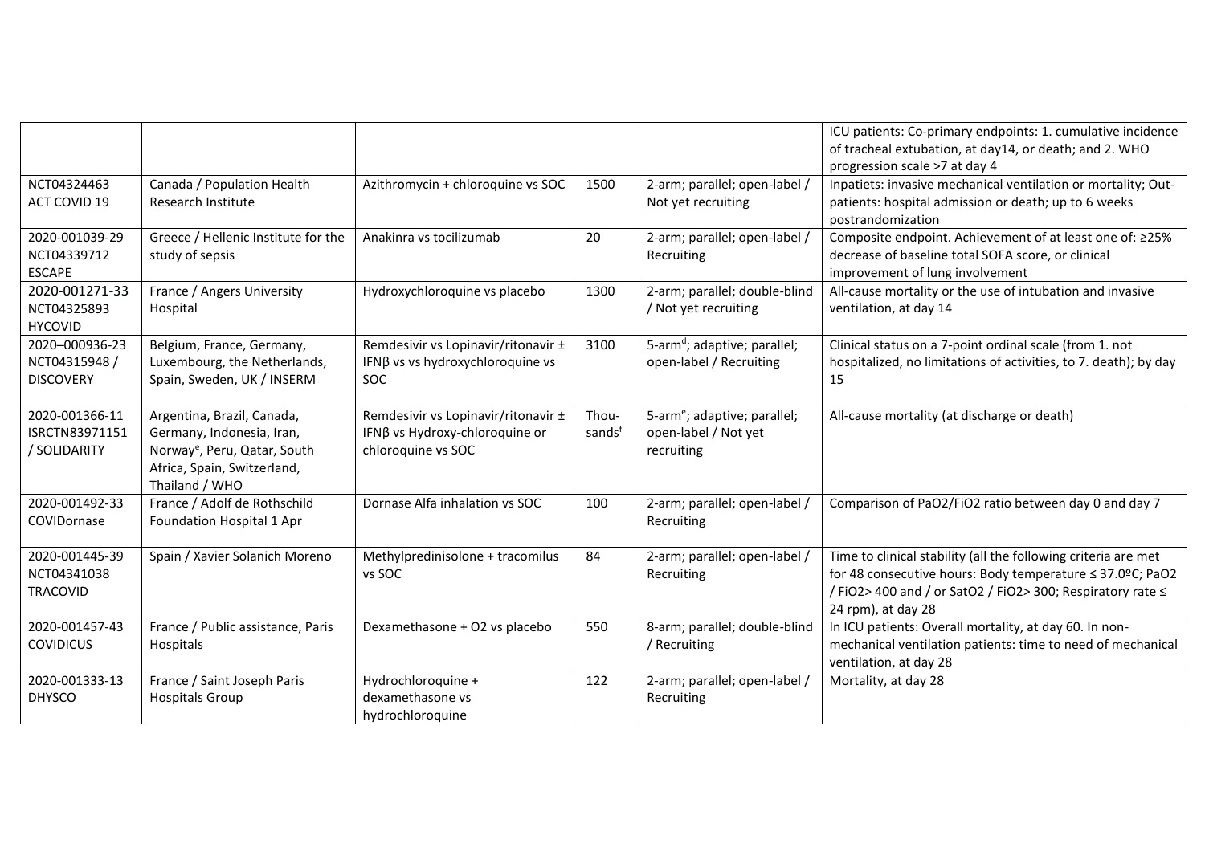| | | | | | |
|---|---|---|---|---|---|
| | | | | | ICU patients: Co-primary endpoints: 1. cumulative incidence of tracheal extubation, at day14, or death; and 2. WHO progression scale >7 at day 4 |
| NCT04324463 ACT COVID 19 | Canada / Population Health Research Institute | Azithromycin + chloroquine vs SOC | 1500 | 2-arm; parallel; open-label / Not yet recruiting | Inpatiets: invasive mechanical ventilation or mortality; Out-patients: hospital admission or death; up to 6 weeks postrandomization |
| 2020-001039-29 NCT04339712 ESCAPE | Greece / Hellenic Institute for the study of sepsis | Anakinra vs tocilizumab | 20 | 2-arm; parallel; open-label / Recruiting | Composite endpoint. Achievement of at least one of: ≥25% decrease of baseline total SOFA score, or clinical improvement of lung involvement |
| 2020-001271-33 NCT04325893 HYCOVID | France / Angers University Hospital | Hydroxychloroquine vs placebo | 1300 | 2-arm; parallel; double-blind / Not yet recruiting | All-cause mortality or the use of intubation and invasive ventilation, at day 14 |
| 2020–000936-23 NCT04315948 / DISCOVERY | Belgium, France, Germany, Luxembourg, the Netherlands, Spain, Sweden, UK / INSERM | Remdesivir vs Lopinavir/ritonavir ± IFNβ vs vs hydroxychloroquine vs SOC | 3100 | 5-arm[d]; adaptive; parallel; open-label / Recruiting | Clinical status on a 7-point ordinal scale (from 1. not hospitalized, no limitations of activities, to 7. death); by day 15 |
| 2020-001366-11 ISRCTN83971151 / SOLIDARITY | Argentina, Brazil, Canada, Germany, Indonesia, Iran, Norway[e], Peru, Qatar, South Africa, Spain, Switzerland, Thailand / WHO | Remdesivir vs Lopinavir/ritonavir ± IFNβ vs Hydroxy-chloroquine or chloroquine vs SOC | Thou-sands[f] | 5-arm[e]; adaptive; parallel; open-label / Not yet recruiting | All-cause mortality (at discharge or death) |
| 2020-001492-33 COVIDornase | France / Adolf de Rothschild Foundation Hospital 1 Apr | Dornase Alfa inhalation vs SOC | 100 | 2-arm; parallel; open-label / Recruiting | Comparison of PaO2/FiO2 ratio between day 0 and day 7 |
| 2020-001445-39 NCT04341038 TRACOVID | Spain / Xavier Solanich Moreno | Methylpredinisolone + tracomilus vs SOC | 84 | 2-arm; parallel; open-label / Recruiting | Time to clinical stability (all the following criteria are met for 48 consecutive hours: Body temperature ≤ 37.0ºC; PaO2 / FiO2> 400 and / or SatO2 / FiO2> 300; Respiratory rate ≤ 24 rpm), at day 28 |
| 2020-001457-43 COVIDICUS | France / Public assistance, Paris Hospitals | Dexamethasone + O2 vs placebo | 550 | 8-arm; parallel; double-blind / Recruiting | In ICU patients: Overall mortality, at day 60. In non-mechanical ventilation patients: time to need of mechanical ventilation, at day 28 |
| 2020-001333-13 DHYSCO | France / Saint Joseph Paris Hospitals Group | Hydrochloroquine + dexamethasone vs hydrochloroquine | 122 | 2-arm; parallel; open-label / Recruiting | Mortality, at day 28 |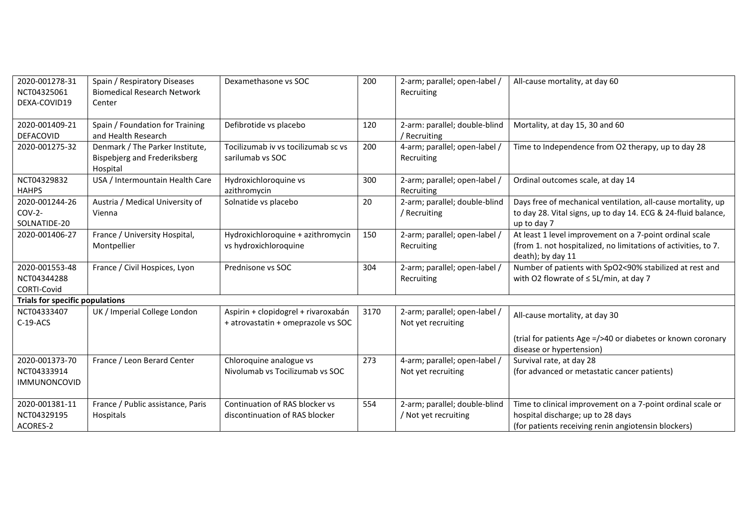| | | | | | |
|---|---|---|---|---|---|
| 2020-001278-31 NCT04325061 DEXA-COVID19 | Spain / Respiratory Diseases Biomedical Research Network Center | Dexamethasone vs SOC | 200 | 2-arm; parallel; open-label / Recruiting | All-cause mortality, at day 60 |
| 2020-001409-21 DEFACOVID | Spain / Foundation for Training and Health Research | Defibrotide vs placebo | 120 | 2-arm: parallel; double-blind / Recruiting | Mortality, at day 15, 30 and 60 |
| 2020-001275-32 | Denmark / The Parker Institute, Bispebjerg and Frederiksberg Hospital | Tocilizumab iv vs tocilizumab sc vs sarilumab vs SOC | 200 | 4-arm; parallel; open-label / Recruiting | Time to Independence from O2 therapy, up to day 28 |
| NCT04329832 HAHPS | USA / Intermountain Health Care | Hydroxichloroquine vs azithromycin | 300 | 2-arm; parallel; open-label / Recruiting | Ordinal outcomes scale, at day 14 |
| 2020-001244-26 COV-2-SOLNATIDE-20 | Austria / Medical University of Vienna | Solnatide vs placebo | 20 | 2-arm; parallel; double-blind / Recruiting | Days free of mechanical ventilation, all-cause mortality, up to day 28. Vital signs, up to day 14. ECG & 24-fluid balance, up to day 7 |
| 2020-001406-27 | France / University Hospital, Montpellier | Hydroxichloroquine + azithromycin vs hydroxichloroquine | 150 | 2-arm; parallel; open-label / Recruiting | At least 1 level improvement on a 7-point ordinal scale (from 1. not hospitalized, no limitations of activities, to 7. death); by day 11 |
| 2020-001553-48 NCT04344288 CORTI-Covid | France / Civil Hospices, Lyon | Prednisone vs SOC | 304 | 2-arm; parallel; open-label / Recruiting | Number of patients with SpO2<90% stabilized at rest and with O2 flowrate of ≤ 5L/min, at day 7 |
| **Trials for specific populations** | | | | | |
| NCT04333407 C-19-ACS | UK / Imperial College London | Aspirin + clopidogrel + rivaroxabán + atrovastatin + omeprazole vs SOC | 3170 | 2-arm; parallel; open-label / Not yet recruiting | All-cause mortality, at day 30<br><br>(trial for patients Age =/>40 or diabetes or known coronary disease or hypertension) |
| 2020-001373-70 NCT04333914 IMMUNONCOVID | France / Leon Berard Center | Chloroquine analogue vs Nivolumab vs Tocilizumab vs SOC | 273 | 4-arm; parallel; open-label / Not yet recruiting | Survival rate, at day 28 (for advanced or metastatic cancer patients) |
| 2020-001381-11 NCT04329195 ACORES-2 | France / Public assistance, Paris Hospitals | Continuation of RAS blocker vs discontinuation of RAS blocker | 554 | 2-arm; parallel; double-blind / Not yet recruiting | Time to clinical improvement on a 7-point ordinal scale or hospital discharge; up to 28 days (for patients receiving renin angiotensin blockers) |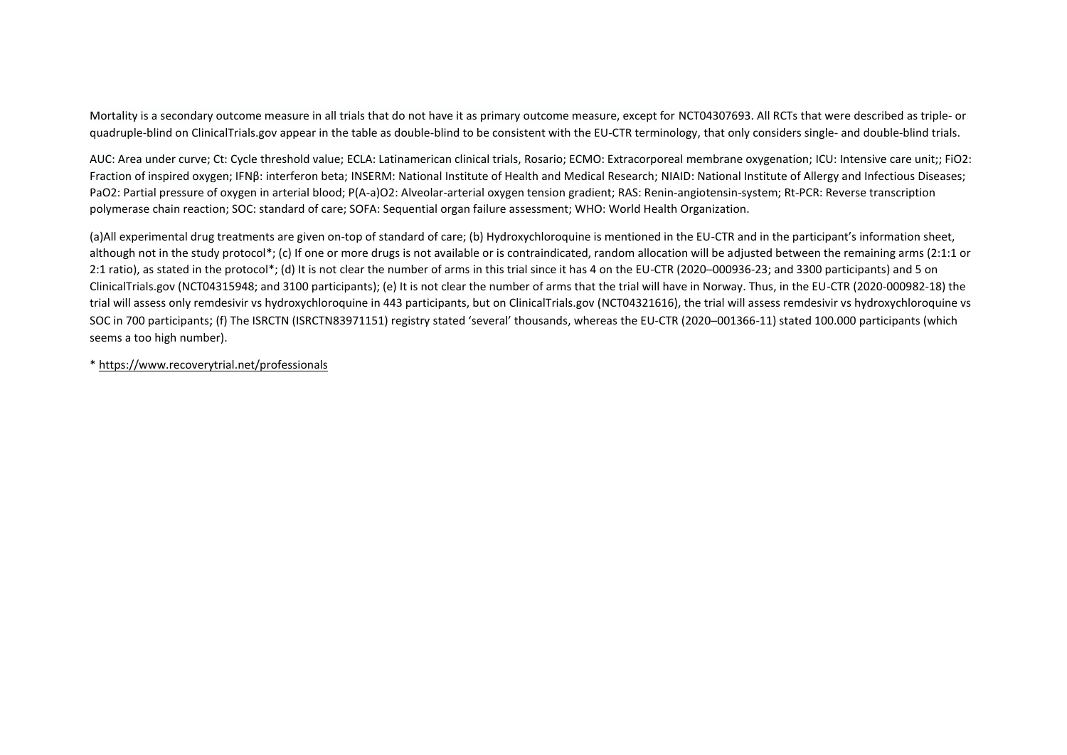Mortality is a secondary outcome measure in all trials that do not have it as primary outcome measure, except for NCT04307693. All RCTs that were described as triple- or quadruple-blind on ClinicalTrials.gov appear in the table as double-blind to be consistent with the EU-CTR terminology, that only considers single- and double-blind trials.

AUC: Area under curve; Ct: Cycle threshold value; ECLA: Latinamerican clinical trials, Rosario; ECMO: Extracorporeal membrane oxygenation; ICU: Intensive care unit;; FiO2: Fraction of inspired oxygen; IFNβ: interferon beta; INSERM: National Institute of Health and Medical Research; NIAID: National Institute of Allergy and Infectious Diseases; PaO2: Partial pressure of oxygen in arterial blood; P(A-a)O2: Alveolar-arterial oxygen tension gradient; RAS: Renin-angiotensin-system; Rt-PCR: Reverse transcription polymerase chain reaction; SOC: standard of care; SOFA: Sequential organ failure assessment; WHO: World Health Organization.

(a)All experimental drug treatments are given on-top of standard of care; (b) Hydroxychloroquine is mentioned in the EU-CTR and in the participant's information sheet, although not in the study protocol*; (c) If one or more drugs is not available or is contraindicated, random allocation will be adjusted between the remaining arms (2:1:1 or 2:1 ratio), as stated in the protocol*; (d) It is not clear the number of arms in this trial since it has 4 on the EU-CTR (2020–000936-23; and 3300 participants) and 5 on ClinicalTrials.gov (NCT04315948; and 3100 participants); (e) It is not clear the number of arms that the trial will have in Norway. Thus, in the EU-CTR (2020-000982-18) the trial will assess only remdesivir vs hydroxychloroquine in 443 participants, but on ClinicalTrials.gov (NCT04321616), the trial will assess remdesivir vs hydroxychloroquine vs SOC in 700 participants; (f) The ISRCTN (ISRCTN83971151) registry stated 'several' thousands, whereas the EU-CTR (2020–001366-11) stated 100.000 participants (which seems a too high number).

* https://www.recoverytrial.net/professionals